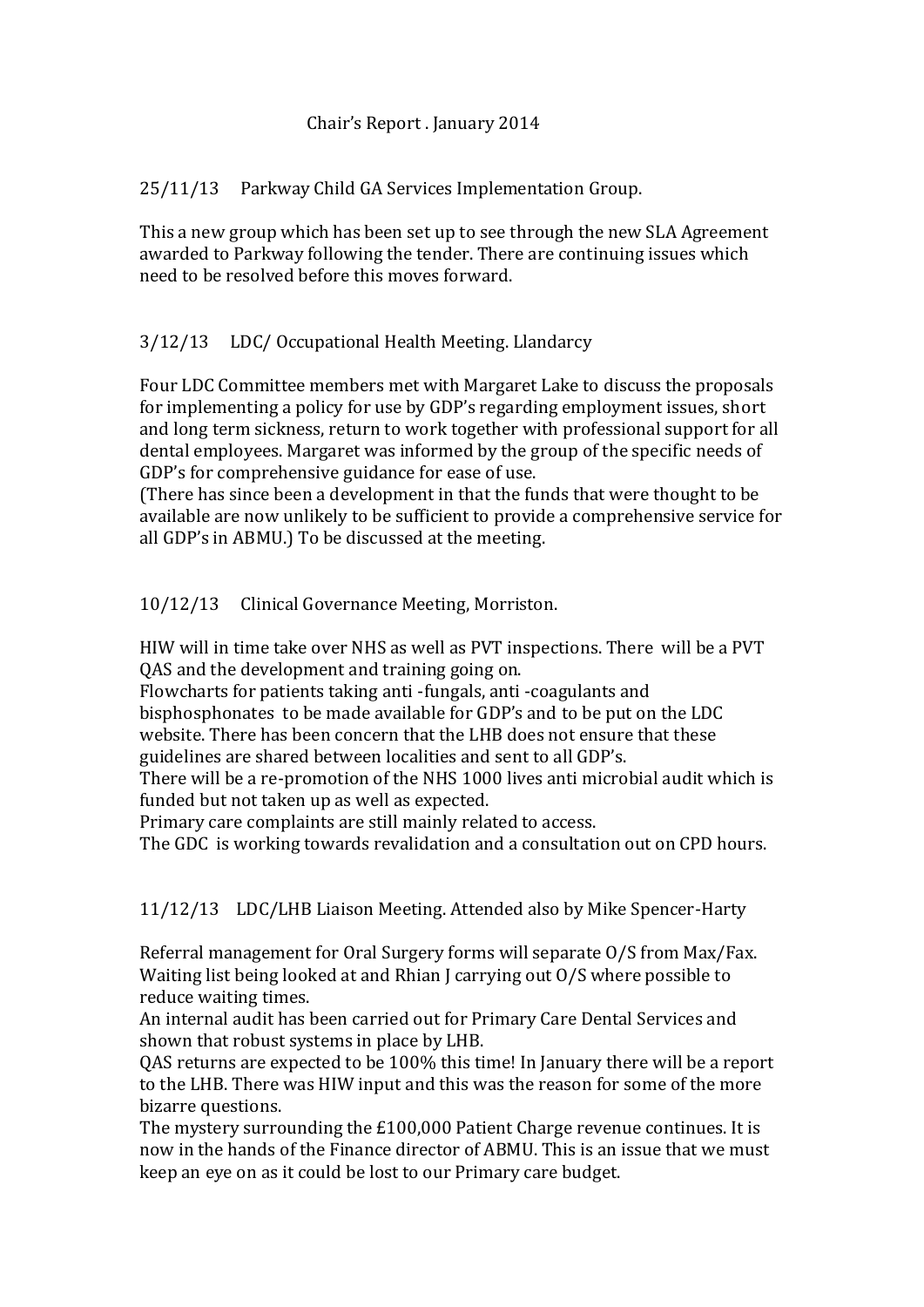# Chair's Report . January 2014

25/11/13 Parkway Child GA Services Implementation Group.

This a new group which has been set up to see through the new SLA Agreement awarded to Parkway following the tender. There are continuing issues which need to be resolved before this moves forward.

3/12/13 LDC/ Occupational Health Meeting. Llandarcy

Four LDC Committee members met with Margaret Lake to discuss the proposals for implementing a policy for use by GDP's regarding employment issues, short and long term sickness, return to work together with professional support for all dental employees. Margaret was informed by the group of the specific needs of GDP's for comprehensive guidance for ease of use.
(There has since been a development in that the funds that were thought to be available are now unlikely to be sufficient to provide a comprehensive service for all GDP's in ABMU.) To be discussed at the meeting.

10/12/13 Clinical Governance Meeting, Morriston.

HIW will in time take over NHS as well as PVT inspections. There will be a PVT QAS and the development and training going on.
Flowcharts for patients taking anti -fungals, anti -coagulants and bisphosphonates to be made available for GDP's and to be put on the LDC website. There has been concern that the LHB does not ensure that these guidelines are shared between localities and sent to all GDP's.
There will be a re-promotion of the NHS 1000 lives anti microbial audit which is funded but not taken up as well as expected.
Primary care complaints are still mainly related to access.
The GDC is working towards revalidation and a consultation out on CPD hours.

11/12/13 LDC/LHB Liaison Meeting. Attended also by Mike Spencer-Harty

Referral management for Oral Surgery forms will separate O/S from Max/Fax.
Waiting list being looked at and Rhian J carrying out O/S where possible to reduce waiting times.
An internal audit has been carried out for Primary Care Dental Services and shown that robust systems in place by LHB.
QAS returns are expected to be 100% this time! In January there will be a report to the LHB. There was HIW input and this was the reason for some of the more bizarre questions.
The mystery surrounding the £100,000 Patient Charge revenue continues. It is now in the hands of the Finance director of ABMU. This is an issue that we must keep an eye on as it could be lost to our Primary care budget.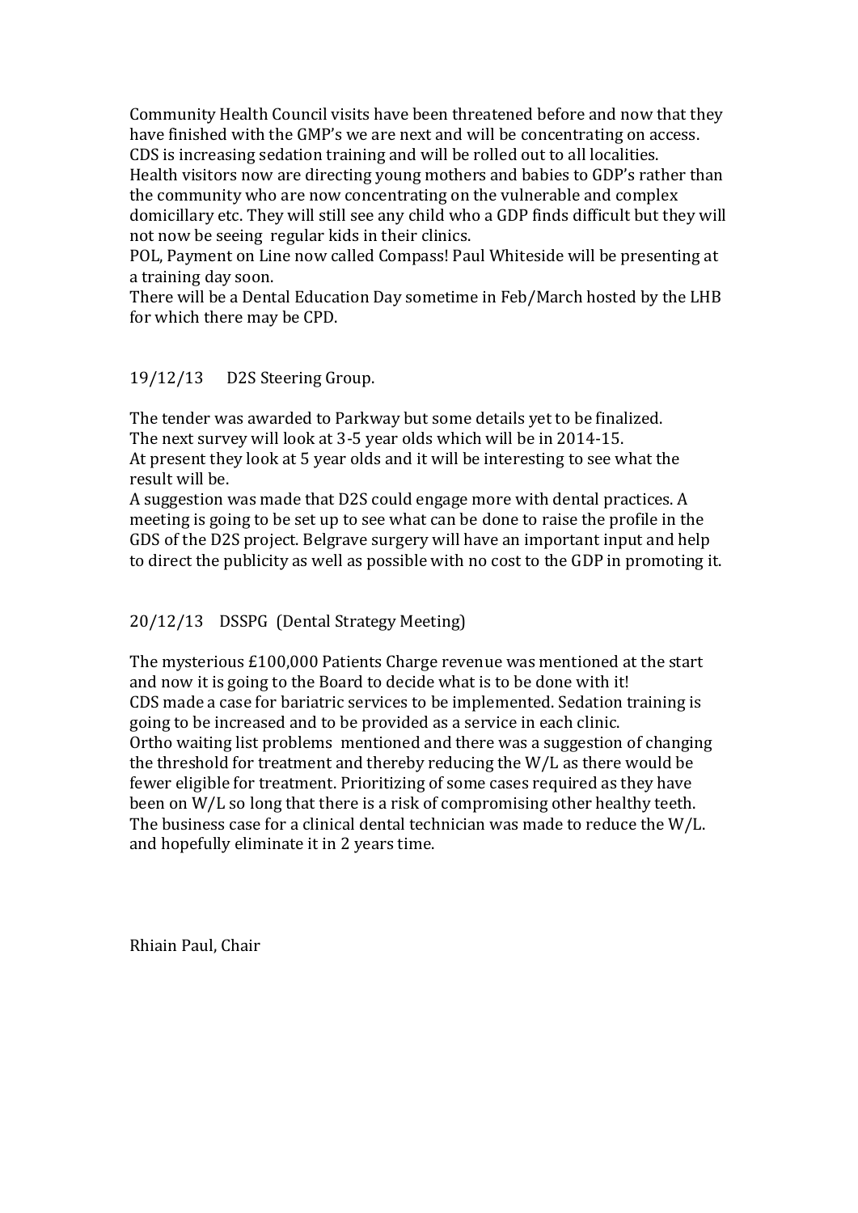Community Health Council visits have been threatened before and now that they have finished with the GMP's we are next and will be concentrating on access.
CDS is increasing sedation training and will be rolled out to all localities.
Health visitors now are directing young mothers and babies to GDP's rather than the community who are now concentrating on the vulnerable and complex domicillary etc. They will still see any child who a GDP finds difficult but they will not now be seeing regular kids in their clinics.
POL, Payment on Line now called Compass! Paul Whiteside will be presenting at a training day soon.
There will be a Dental Education Day sometime in Feb/March hosted by the LHB for which there may be CPD.

19/12/13 D2S Steering Group.

The tender was awarded to Parkway but some details yet to be finalized.
The next survey will look at 3-5 year olds which will be in 2014-15.
At present they look at 5 year olds and it will be interesting to see what the result will be.
A suggestion was made that D2S could engage more with dental practices. A meeting is going to be set up to see what can be done to raise the profile in the GDS of the D2S project. Belgrave surgery will have an important input and help to direct the publicity as well as possible with no cost to the GDP in promoting it.

20/12/13 DSSPG (Dental Strategy Meeting)

The mysterious £100,000 Patients Charge revenue was mentioned at the start and now it is going to the Board to decide what is to be done with it!
CDS made a case for bariatric services to be implemented. Sedation training is going to be increased and to be provided as a service in each clinic.
Ortho waiting list problems mentioned and there was a suggestion of changing the threshold for treatment and thereby reducing the W/L as there would be fewer eligible for treatment. Prioritizing of some cases required as they have been on W/L so long that there is a risk of compromising other healthy teeth.
The business case for a clinical dental technician was made to reduce the W/L. and hopefully eliminate it in 2 years time.

Rhiain Paul, Chair